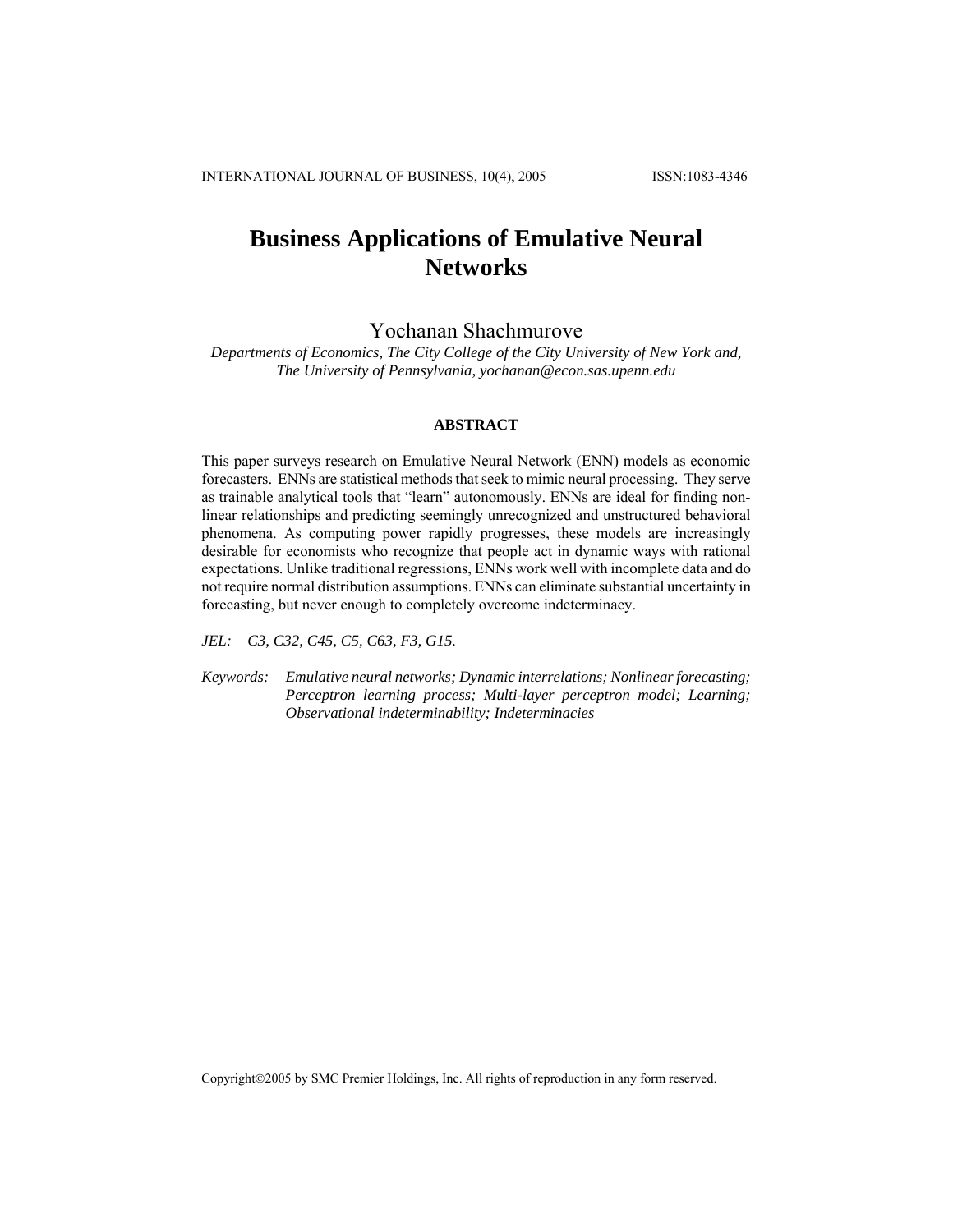# Business Applications of Emulative Neural Networks

Yochanan Shachmurove

*Departments of Economics, The City College of the City University of New York and, The University of Pennsylvania, yochanan@econ.sas.upenn.edu*

## ABSTRACT

This paper surveys research on Emulative Neural Network (ENN) models as economic forecasters. ENNs are statistical methods that seek to mimic neural processing. They serve as trainable analytical tools that "learn" autonomously. ENNs are ideal for finding non-linear relationships and predicting seemingly unrecognized and unstructured behavioral phenomena. As computing power rapidly progresses, these models are increasingly desirable for economists who recognize that people act in dynamic ways with rational expectations. Unlike traditional regressions, ENNs work well with incomplete data and do not require normal distribution assumptions. ENNs can eliminate substantial uncertainty in forecasting, but never enough to completely overcome indeterminacy.

*JEL:* *C3, C32, C45, C5, C63, F3, G15.*

*Keywords:* *Emulative neural networks; Dynamic interrelations; Nonlinear forecasting; Perceptron learning process; Multi-layer perceptron model; Learning; Observational indeterminability; Indeterminacies*

Copyright©2005 by SMC Premier Holdings, Inc. All rights of reproduction in any form reserved.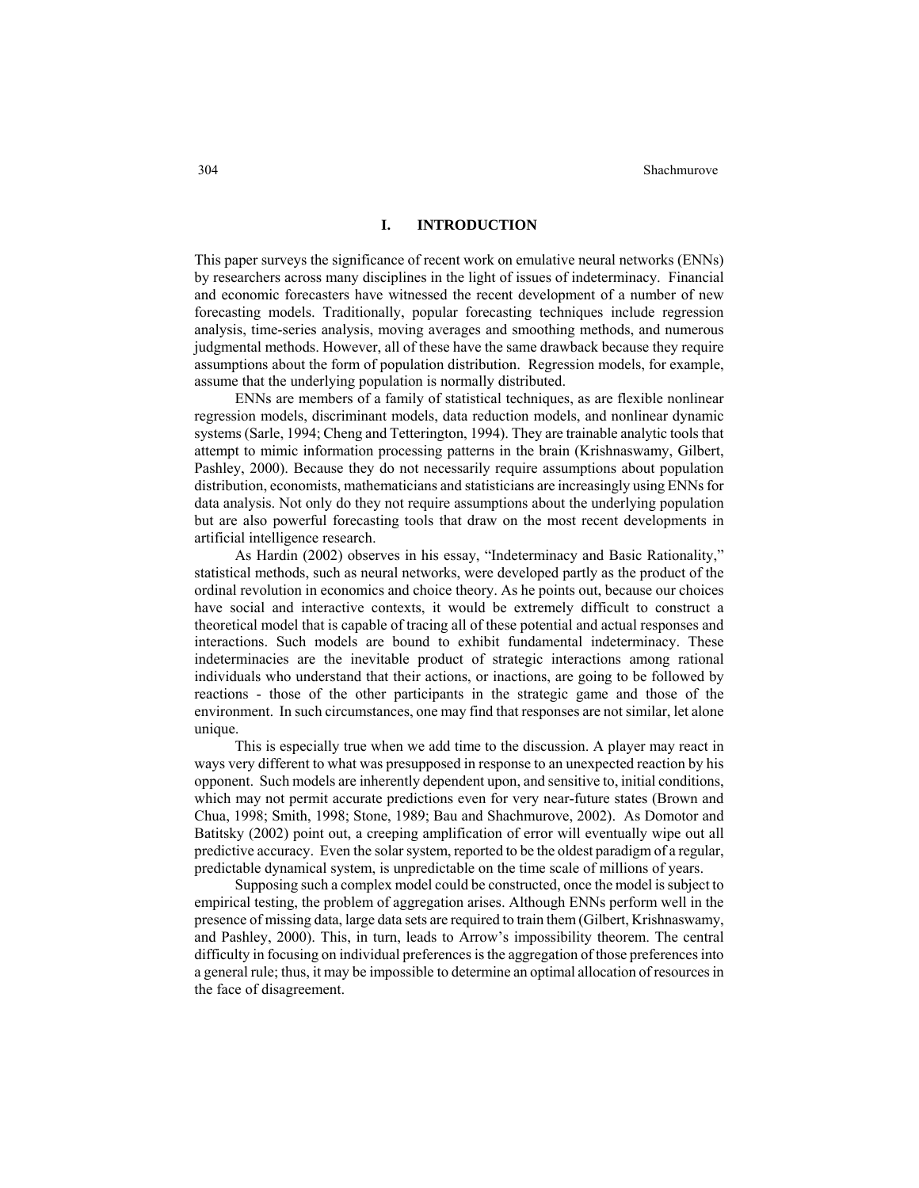## I. INTRODUCTION

This paper surveys the significance of recent work on emulative neural networks (ENNs) by researchers across many disciplines in the light of issues of indeterminacy. Financial and economic forecasters have witnessed the recent development of a number of new forecasting models. Traditionally, popular forecasting techniques include regression analysis, time-series analysis, moving averages and smoothing methods, and numerous judgmental methods. However, all of these have the same drawback because they require assumptions about the form of population distribution. Regression models, for example, assume that the underlying population is normally distributed.

ENNs are members of a family of statistical techniques, as are flexible nonlinear regression models, discriminant models, data reduction models, and nonlinear dynamic systems (Sarle, 1994; Cheng and Tetterington, 1994). They are trainable analytic tools that attempt to mimic information processing patterns in the brain (Krishnaswamy, Gilbert, Pashley, 2000). Because they do not necessarily require assumptions about population distribution, economists, mathematicians and statisticians are increasingly using ENNs for data analysis. Not only do they not require assumptions about the underlying population but are also powerful forecasting tools that draw on the most recent developments in artificial intelligence research.

As Hardin (2002) observes in his essay, "Indeterminacy and Basic Rationality," statistical methods, such as neural networks, were developed partly as the product of the ordinal revolution in economics and choice theory. As he points out, because our choices have social and interactive contexts, it would be extremely difficult to construct a theoretical model that is capable of tracing all of these potential and actual responses and interactions. Such models are bound to exhibit fundamental indeterminacy. These indeterminacies are the inevitable product of strategic interactions among rational individuals who understand that their actions, or inactions, are going to be followed by reactions - those of the other participants in the strategic game and those of the environment. In such circumstances, one may find that responses are not similar, let alone unique.

This is especially true when we add time to the discussion. A player may react in ways very different to what was presupposed in response to an unexpected reaction by his opponent. Such models are inherently dependent upon, and sensitive to, initial conditions, which may not permit accurate predictions even for very near-future states (Brown and Chua, 1998; Smith, 1998; Stone, 1989; Bau and Shachmurove, 2002). As Domotor and Batitsky (2002) point out, a creeping amplification of error will eventually wipe out all predictive accuracy. Even the solar system, reported to be the oldest paradigm of a regular, predictable dynamical system, is unpredictable on the time scale of millions of years.

Supposing such a complex model could be constructed, once the model is subject to empirical testing, the problem of aggregation arises. Although ENNs perform well in the presence of missing data, large data sets are required to train them (Gilbert, Krishnaswamy, and Pashley, 2000). This, in turn, leads to Arrow's impossibility theorem. The central difficulty in focusing on individual preferences is the aggregation of those preferences into a general rule; thus, it may be impossible to determine an optimal allocation of resources in the face of disagreement.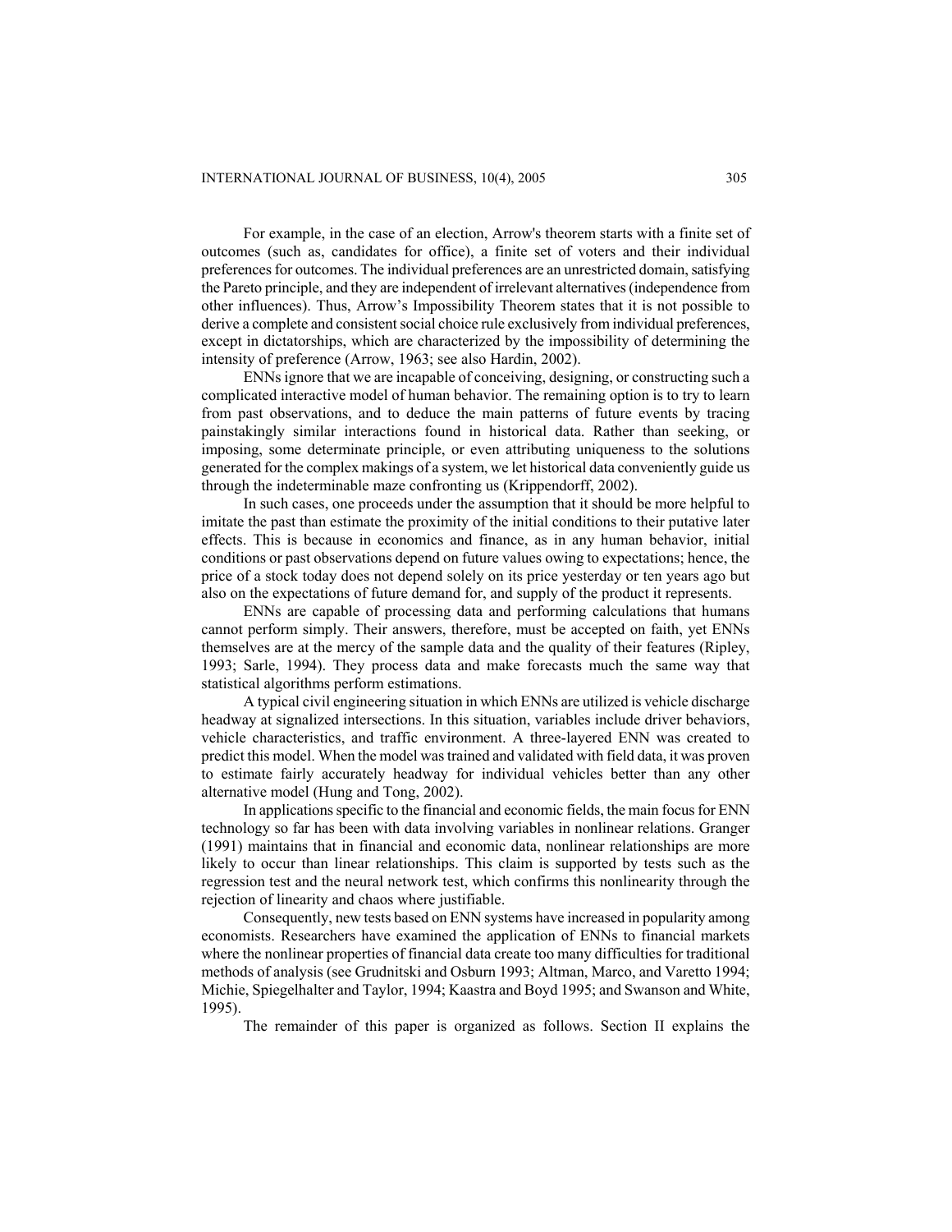For example, in the case of an election, Arrow's theorem starts with a finite set of outcomes (such as, candidates for office), a finite set of voters and their individual preferences for outcomes. The individual preferences are an unrestricted domain, satisfying the Pareto principle, and they are independent of irrelevant alternatives (independence from other influences). Thus, Arrow's Impossibility Theorem states that it is not possible to derive a complete and consistent social choice rule exclusively from individual preferences, except in dictatorships, which are characterized by the impossibility of determining the intensity of preference (Arrow, 1963; see also Hardin, 2002).

ENNs ignore that we are incapable of conceiving, designing, or constructing such a complicated interactive model of human behavior. The remaining option is to try to learn from past observations, and to deduce the main patterns of future events by tracing painstakingly similar interactions found in historical data. Rather than seeking, or imposing, some determinate principle, or even attributing uniqueness to the solutions generated for the complex makings of a system, we let historical data conveniently guide us through the indeterminable maze confronting us (Krippendorff, 2002).

In such cases, one proceeds under the assumption that it should be more helpful to imitate the past than estimate the proximity of the initial conditions to their putative later effects. This is because in economics and finance, as in any human behavior, initial conditions or past observations depend on future values owing to expectations; hence, the price of a stock today does not depend solely on its price yesterday or ten years ago but also on the expectations of future demand for, and supply of the product it represents.

ENNs are capable of processing data and performing calculations that humans cannot perform simply. Their answers, therefore, must be accepted on faith, yet ENNs themselves are at the mercy of the sample data and the quality of their features (Ripley, 1993; Sarle, 1994). They process data and make forecasts much the same way that statistical algorithms perform estimations.

A typical civil engineering situation in which ENNs are utilized is vehicle discharge headway at signalized intersections. In this situation, variables include driver behaviors, vehicle characteristics, and traffic environment. A three-layered ENN was created to predict this model. When the model was trained and validated with field data, it was proven to estimate fairly accurately headway for individual vehicles better than any other alternative model (Hung and Tong, 2002).

In applications specific to the financial and economic fields, the main focus for ENN technology so far has been with data involving variables in nonlinear relations. Granger (1991) maintains that in financial and economic data, nonlinear relationships are more likely to occur than linear relationships. This claim is supported by tests such as the regression test and the neural network test, which confirms this nonlinearity through the rejection of linearity and chaos where justifiable.

Consequently, new tests based on ENN systems have increased in popularity among economists. Researchers have examined the application of ENNs to financial markets where the nonlinear properties of financial data create too many difficulties for traditional methods of analysis (see Grudnitski and Osburn 1993; Altman, Marco, and Varetto 1994; Michie, Spiegelhalter and Taylor, 1994; Kaastra and Boyd 1995; and Swanson and White, 1995).

The remainder of this paper is organized as follows. Section II explains the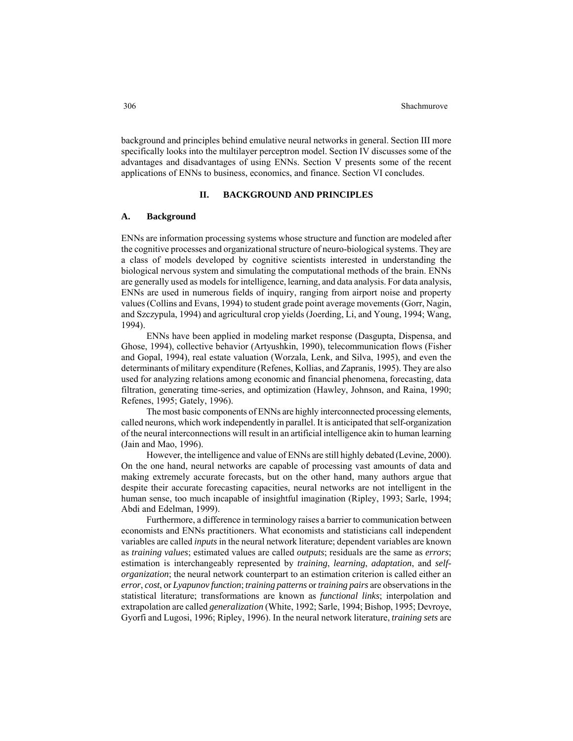background and principles behind emulative neural networks in general. Section III more specifically looks into the multilayer perceptron model. Section IV discusses some of the advantages and disadvantages of using ENNs. Section V presents some of the recent applications of ENNs to business, economics, and finance. Section VI concludes.

## II. BACKGROUND AND PRINCIPLES

### A. Background

ENNs are information processing systems whose structure and function are modeled after the cognitive processes and organizational structure of neuro-biological systems. They are a class of models developed by cognitive scientists interested in understanding the biological nervous system and simulating the computational methods of the brain. ENNs are generally used as models for intelligence, learning, and data analysis. For data analysis, ENNs are used in numerous fields of inquiry, ranging from airport noise and property values (Collins and Evans, 1994) to student grade point average movements (Gorr, Nagin, and Szczypula, 1994) and agricultural crop yields (Joerding, Li, and Young, 1994; Wang, 1994).

ENNs have been applied in modeling market response (Dasgupta, Dispensa, and Ghose, 1994), collective behavior (Artyushkin, 1990), telecommunication flows (Fisher and Gopal, 1994), real estate valuation (Worzala, Lenk, and Silva, 1995), and even the determinants of military expenditure (Refenes, Kollias, and Zapranis, 1995). They are also used for analyzing relations among economic and financial phenomena, forecasting, data filtration, generating time-series, and optimization (Hawley, Johnson, and Raina, 1990; Refenes, 1995; Gately, 1996).

The most basic components of ENNs are highly interconnected processing elements, called neurons, which work independently in parallel. It is anticipated that self-organization of the neural interconnections will result in an artificial intelligence akin to human learning (Jain and Mao, 1996).

However, the intelligence and value of ENNs are still highly debated (Levine, 2000). On the one hand, neural networks are capable of processing vast amounts of data and making extremely accurate forecasts, but on the other hand, many authors argue that despite their accurate forecasting capacities, neural networks are not intelligent in the human sense, too much incapable of insightful imagination (Ripley, 1993; Sarle, 1994; Abdi and Edelman, 1999).

Furthermore, a difference in terminology raises a barrier to communication between economists and ENNs practitioners. What economists and statisticians call independent variables are called *inputs* in the neural network literature; dependent variables are known as *training values*; estimated values are called *outputs*; residuals are the same as *errors*; estimation is interchangeably represented by *training*, *learning*, *adaptation*, and *self-organization*; the neural network counterpart to an estimation criterion is called either an *error*, *cost*, or *Lyapunov function*; *training patterns* or *training pairs* are observations in the statistical literature; transformations are known as *functional links*; interpolation and extrapolation are called *generalization* (White, 1992; Sarle, 1994; Bishop, 1995; Devroye, Gyorfi and Lugosi, 1996; Ripley, 1996). In the neural network literature, *training sets* are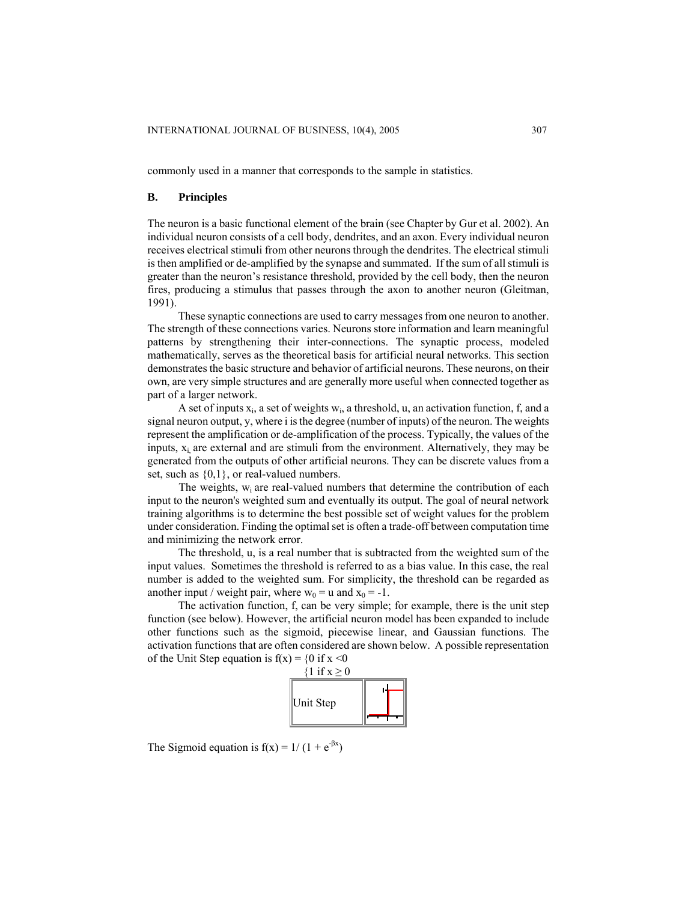commonly used in a manner that corresponds to the sample in statistics.

## B. Principles

The neuron is a basic functional element of the brain (see Chapter by Gur et al. 2002). An individual neuron consists of a cell body, dendrites, and an axon. Every individual neuron receives electrical stimuli from other neurons through the dendrites. The electrical stimuli is then amplified or de-amplified by the synapse and summated. If the sum of all stimuli is greater than the neuron's resistance threshold, provided by the cell body, then the neuron fires, producing a stimulus that passes through the axon to another neuron (Gleitman, 1991).

These synaptic connections are used to carry messages from one neuron to another. The strength of these connections varies. Neurons store information and learn meaningful patterns by strengthening their inter-connections. The synaptic process, modeled mathematically, serves as the theoretical basis for artificial neural networks. This section demonstrates the basic structure and behavior of artificial neurons. These neurons, on their own, are very simple structures and are generally more useful when connected together as part of a larger network.

A set of inputs $x_i$, a set of weights $w_i$, a threshold, u, an activation function, f, and a signal neuron output, y, where i is the degree (number of inputs) of the neuron. The weights represent the amplification or de-amplification of the process. Typically, the values of the inputs, $x_i$, are external and are stimuli from the environment. Alternatively, they may be generated from the outputs of other artificial neurons. They can be discrete values from a set, such as {0,1}, or real-valued numbers.

The weights, $w_i$ are real-valued numbers that determine the contribution of each input to the neuron's weighted sum and eventually its output. The goal of neural network training algorithms is to determine the best possible set of weight values for the problem under consideration. Finding the optimal set is often a trade-off between computation time and minimizing the network error.

The threshold, u, is a real number that is subtracted from the weighted sum of the input values. Sometimes the threshold is referred to as a bias value. In this case, the real number is added to the weighted sum. For simplicity, the threshold can be regarded as another input / weight pair, where $w_0 = u$ and $x_0 = -1$.

The activation function, f, can be very simple; for example, there is the unit step function (see below). However, the artificial neuron model has been expanded to include other functions such as the sigmoid, piecewise linear, and Gaussian functions. The activation functions that are often considered are shown below. A possible representation of the Unit Step equation is $f(x) = \{0 \text{ if } x < 0$
$\{1 \text{ if } x \geq 0$

| Unit Step | |
|---|---|

The Sigmoid equation is $f(x) = 1/(1 + e^{-\beta x})$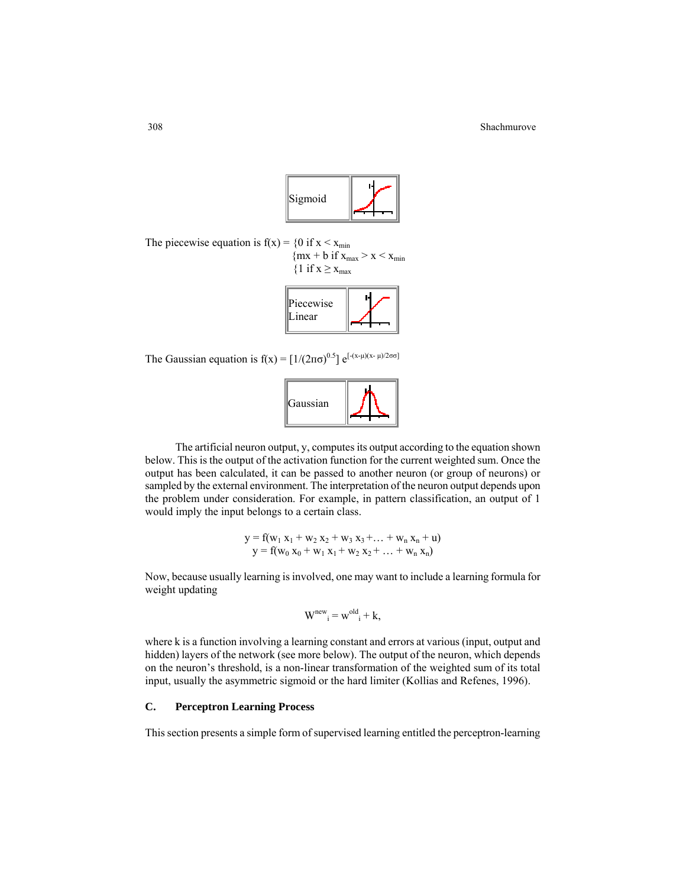| Sigmoid | |
|---|---|

The piecewise equation is $f(x) = \{0 \text{ if } x < x_{min}$
$\{mx + b \text{ if } x_{max} > x < x_{min}$
$\{1 \text{ if } x \geq x_{max}$

| Piecewise Linear | |
|---|---|

The Gaussian equation is $f(x) = [1/(2\pi\sigma)^{0.5}]\ e^{[-(x-\mu)(x-\mu)/2\sigma\sigma]}$

| Gaussian | |
|---|---|

The artificial neuron output, y, computes its output according to the equation shown below. This is the output of the activation function for the current weighted sum. Once the output has been calculated, it can be passed to another neuron (or group of neurons) or sampled by the external environment. The interpretation of the neuron output depends upon the problem under consideration. For example, in pattern classification, an output of 1 would imply the input belongs to a certain class.

$$y = f(w_1\, x_1 + w_2\, x_2 + w_3\, x_3 + \ldots + w_n\, x_n + u)$$
$$y = f(w_0\, x_0 + w_1\, x_1 + w_2\, x_2 + \ldots + w_n\, x_n)$$

Now, because usually learning is involved, one may want to include a learning formula for weight updating

$$W^{new}{}_i = w^{old}{}_i + k,$$

where k is a function involving a learning constant and errors at various (input, output and hidden) layers of the network (see more below). The output of the neuron, which depends on the neuron's threshold, is a non-linear transformation of the weighted sum of its total input, usually the asymmetric sigmoid or the hard limiter (Kollias and Refenes, 1996).

### C. Perceptron Learning Process

This section presents a simple form of supervised learning entitled the perceptron-learning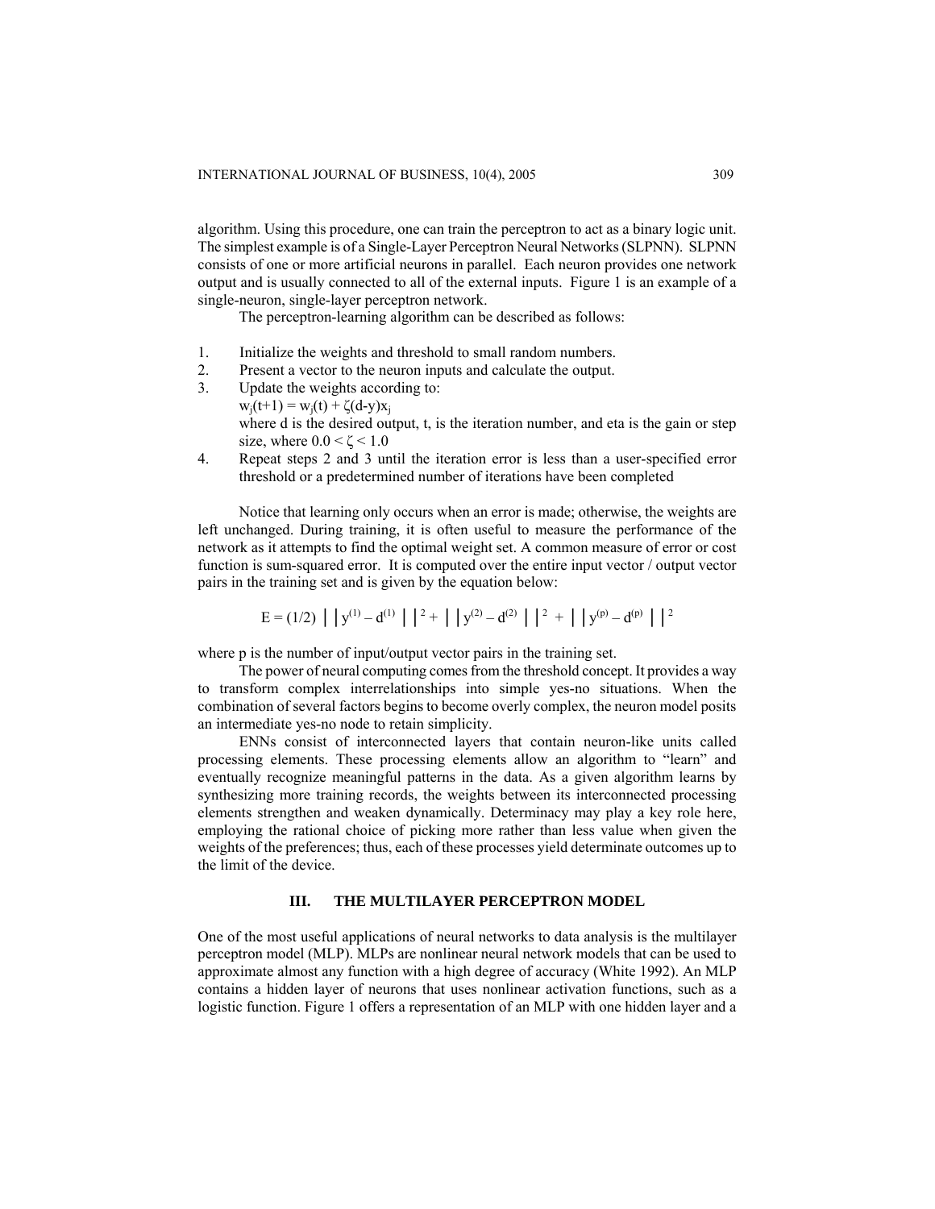algorithm. Using this procedure, one can train the perceptron to act as a binary logic unit. The simplest example is of a Single-Layer Perceptron Neural Networks (SLPNN). SLPNN consists of one or more artificial neurons in parallel. Each neuron provides one network output and is usually connected to all of the external inputs. Figure 1 is an example of a single-neuron, single-layer perceptron network.

The perceptron-learning algorithm can be described as follows:

1. Initialize the weights and threshold to small random numbers.
2. Present a vector to the neuron inputs and calculate the output.
3. Update the weights according to:
   $w_j(t+1) = w_j(t) + \zeta(d-y)x_j$
   where d is the desired output, t, is the iteration number, and eta is the gain or step size, where $0.0 < \zeta < 1.0$
4. Repeat steps 2 and 3 until the iteration error is less than a user-specified error threshold or a predetermined number of iterations have been completed

Notice that learning only occurs when an error is made; otherwise, the weights are left unchanged. During training, it is often useful to measure the performance of the network as it attempts to find the optimal weight set. A common measure of error or cost function is sum-squared error. It is computed over the entire input vector / output vector pairs in the training set and is given by the equation below:

$$E = (1/2) \left|\left| y^{(1)} - d^{(1)} \right|\right|^2 + \left|\left| y^{(2)} - d^{(2)} \right|\right|^2 + \left|\left| y^{(p)} - d^{(p)} \right|\right|^2$$

where p is the number of input/output vector pairs in the training set.

The power of neural computing comes from the threshold concept. It provides a way to transform complex interrelationships into simple yes-no situations. When the combination of several factors begins to become overly complex, the neuron model posits an intermediate yes-no node to retain simplicity.

ENNs consist of interconnected layers that contain neuron-like units called processing elements. These processing elements allow an algorithm to "learn" and eventually recognize meaningful patterns in the data. As a given algorithm learns by synthesizing more training records, the weights between its interconnected processing elements strengthen and weaken dynamically. Determinacy may play a key role here, employing the rational choice of picking more rather than less value when given the weights of the preferences; thus, each of these processes yield determinate outcomes up to the limit of the device.

## III. THE MULTILAYER PERCEPTRON MODEL

One of the most useful applications of neural networks to data analysis is the multilayer perceptron model (MLP). MLPs are nonlinear neural network models that can be used to approximate almost any function with a high degree of accuracy (White 1992). An MLP contains a hidden layer of neurons that uses nonlinear activation functions, such as a logistic function. Figure 1 offers a representation of an MLP with one hidden layer and a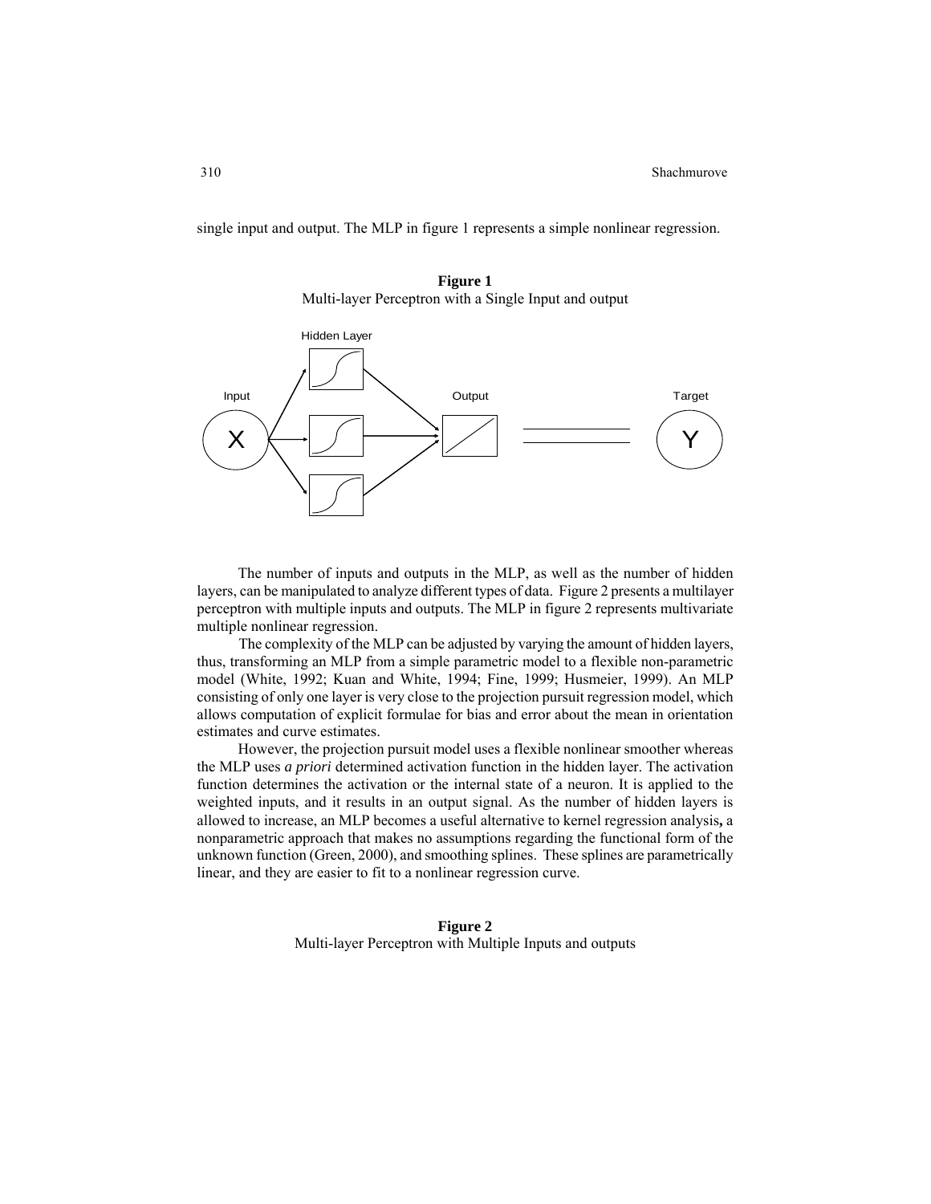single input and output. The MLP in figure 1 represents a simple nonlinear regression.

**Figure 1**
Multi-layer Perceptron with a Single Input and output

The number of inputs and outputs in the MLP, as well as the number of hidden layers, can be manipulated to analyze different types of data. Figure 2 presents a multilayer perceptron with multiple inputs and outputs. The MLP in figure 2 represents multivariate multiple nonlinear regression.

The complexity of the MLP can be adjusted by varying the amount of hidden layers, thus, transforming an MLP from a simple parametric model to a flexible non-parametric model (White, 1992; Kuan and White, 1994; Fine, 1999; Husmeier, 1999). An MLP consisting of only one layer is very close to the projection pursuit regression model, which allows computation of explicit formulae for bias and error about the mean in orientation estimates and curve estimates.

However, the projection pursuit model uses a flexible nonlinear smoother whereas the MLP uses *a priori* determined activation function in the hidden layer. The activation function determines the activation or the internal state of a neuron. It is applied to the weighted inputs, and it results in an output signal. As the number of hidden layers is allowed to increase, an MLP becomes a useful alternative to kernel regression analysis**,** a nonparametric approach that makes no assumptions regarding the functional form of the unknown function (Green, 2000), and smoothing splines. These splines are parametrically linear, and they are easier to fit to a nonlinear regression curve.

**Figure 2**
Multi-layer Perceptron with Multiple Inputs and outputs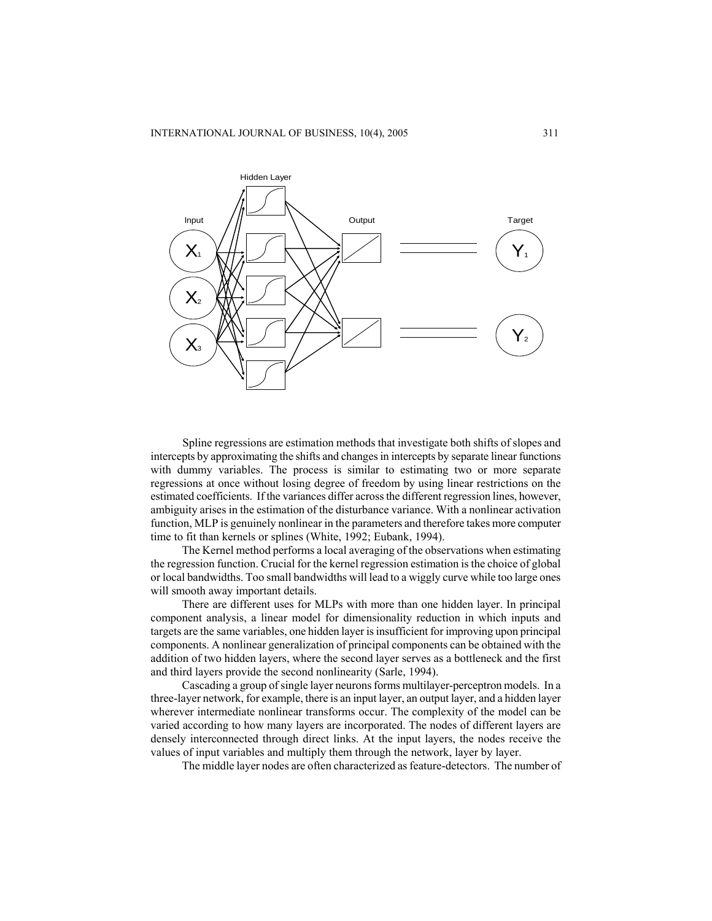Spline regressions are estimation methods that investigate both shifts of slopes and intercepts by approximating the shifts and changes in intercepts by separate linear functions with dummy variables. The process is similar to estimating two or more separate regressions at once without losing degree of freedom by using linear restrictions on the estimated coefficients. If the variances differ across the different regression lines, however, ambiguity arises in the estimation of the disturbance variance. With a nonlinear activation function, MLP is genuinely nonlinear in the parameters and therefore takes more computer time to fit than kernels or splines (White, 1992; Eubank, 1994).

The Kernel method performs a local averaging of the observations when estimating the regression function. Crucial for the kernel regression estimation is the choice of global or local bandwidths. Too small bandwidths will lead to a wiggly curve while too large ones will smooth away important details.

There are different uses for MLPs with more than one hidden layer. In principal component analysis, a linear model for dimensionality reduction in which inputs and targets are the same variables, one hidden layer is insufficient for improving upon principal components. A nonlinear generalization of principal components can be obtained with the addition of two hidden layers, where the second layer serves as a bottleneck and the first and third layers provide the second nonlinearity (Sarle, 1994).

Cascading a group of single layer neurons forms multilayer-perceptron models. In a three-layer network, for example, there is an input layer, an output layer, and a hidden layer wherever intermediate nonlinear transforms occur. The complexity of the model can be varied according to how many layers are incorporated. The nodes of different layers are densely interconnected through direct links. At the input layers, the nodes receive the values of input variables and multiply them through the network, layer by layer.

The middle layer nodes are often characterized as feature-detectors. The number of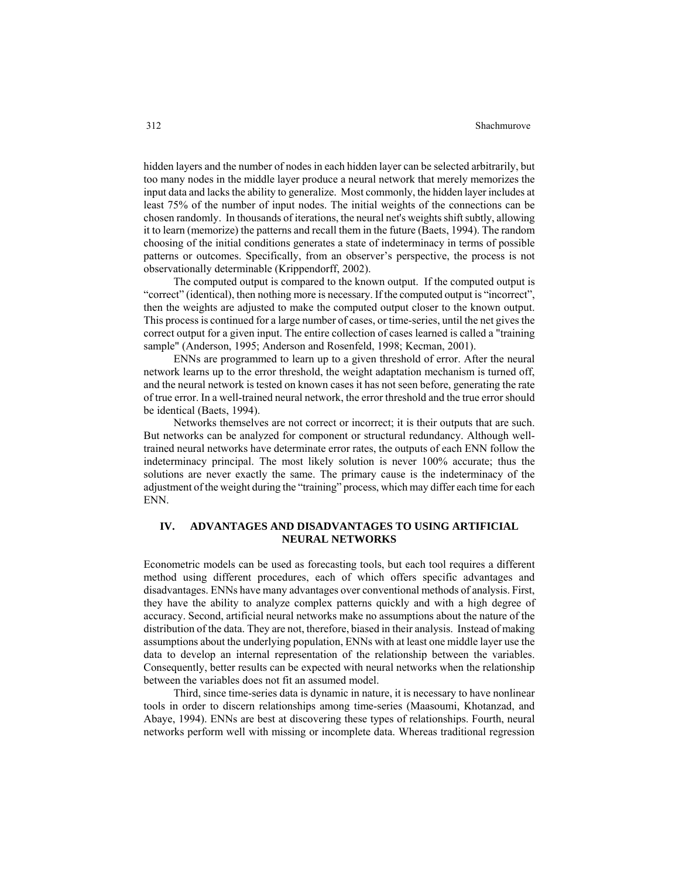hidden layers and the number of nodes in each hidden layer can be selected arbitrarily, but too many nodes in the middle layer produce a neural network that merely memorizes the input data and lacks the ability to generalize. Most commonly, the hidden layer includes at least 75% of the number of input nodes. The initial weights of the connections can be chosen randomly. In thousands of iterations, the neural net's weights shift subtly, allowing it to learn (memorize) the patterns and recall them in the future (Baets, 1994). The random choosing of the initial conditions generates a state of indeterminacy in terms of possible patterns or outcomes. Specifically, from an observer's perspective, the process is not observationally determinable (Krippendorff, 2002).

The computed output is compared to the known output. If the computed output is "correct" (identical), then nothing more is necessary. If the computed output is "incorrect", then the weights are adjusted to make the computed output closer to the known output. This process is continued for a large number of cases, or time-series, until the net gives the correct output for a given input. The entire collection of cases learned is called a "training sample" (Anderson, 1995; Anderson and Rosenfeld, 1998; Kecman, 2001).

ENNs are programmed to learn up to a given threshold of error. After the neural network learns up to the error threshold, the weight adaptation mechanism is turned off, and the neural network is tested on known cases it has not seen before, generating the rate of true error. In a well-trained neural network, the error threshold and the true error should be identical (Baets, 1994).

Networks themselves are not correct or incorrect; it is their outputs that are such. But networks can be analyzed for component or structural redundancy. Although well-trained neural networks have determinate error rates, the outputs of each ENN follow the indeterminacy principal. The most likely solution is never 100% accurate; thus the solutions are never exactly the same. The primary cause is the indeterminacy of the adjustment of the weight during the "training" process, which may differ each time for each ENN.

## IV. ADVANTAGES AND DISADVANTAGES TO USING ARTIFICIAL NEURAL NETWORKS

Econometric models can be used as forecasting tools, but each tool requires a different method using different procedures, each of which offers specific advantages and disadvantages. ENNs have many advantages over conventional methods of analysis. First, they have the ability to analyze complex patterns quickly and with a high degree of accuracy. Second, artificial neural networks make no assumptions about the nature of the distribution of the data. They are not, therefore, biased in their analysis. Instead of making assumptions about the underlying population, ENNs with at least one middle layer use the data to develop an internal representation of the relationship between the variables. Consequently, better results can be expected with neural networks when the relationship between the variables does not fit an assumed model.

Third, since time-series data is dynamic in nature, it is necessary to have nonlinear tools in order to discern relationships among time-series (Maasoumi, Khotanzad, and Abaye, 1994). ENNs are best at discovering these types of relationships. Fourth, neural networks perform well with missing or incomplete data. Whereas traditional regression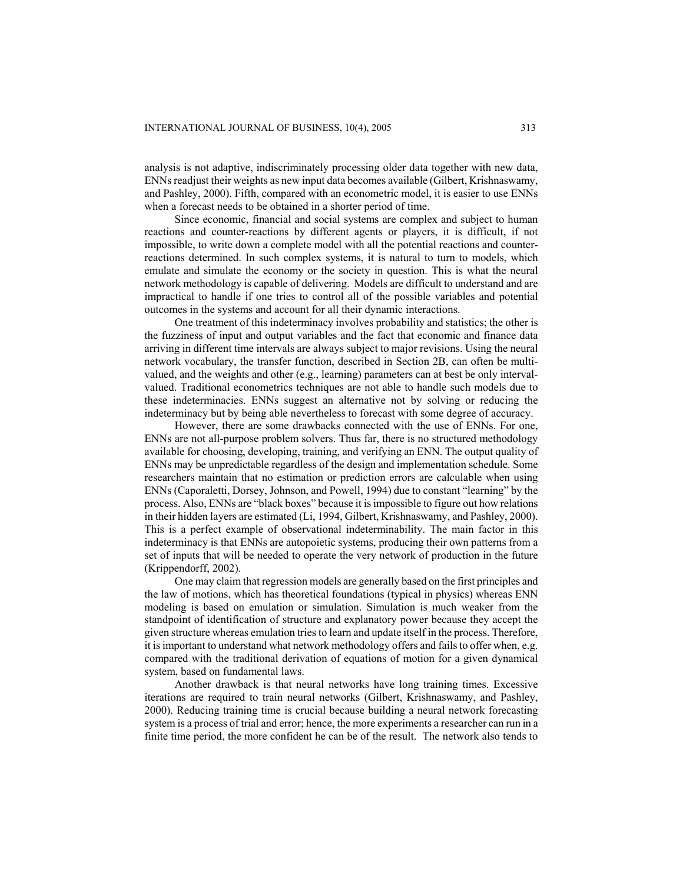analysis is not adaptive, indiscriminately processing older data together with new data, ENNs readjust their weights as new input data becomes available (Gilbert, Krishnaswamy, and Pashley, 2000). Fifth, compared with an econometric model, it is easier to use ENNs when a forecast needs to be obtained in a shorter period of time.

Since economic, financial and social systems are complex and subject to human reactions and counter-reactions by different agents or players, it is difficult, if not impossible, to write down a complete model with all the potential reactions and counter-reactions determined. In such complex systems, it is natural to turn to models, which emulate and simulate the economy or the society in question. This is what the neural network methodology is capable of delivering. Models are difficult to understand and are impractical to handle if one tries to control all of the possible variables and potential outcomes in the systems and account for all their dynamic interactions.

One treatment of this indeterminacy involves probability and statistics; the other is the fuzziness of input and output variables and the fact that economic and finance data arriving in different time intervals are always subject to major revisions. Using the neural network vocabulary, the transfer function, described in Section 2B, can often be multi-valued, and the weights and other (e.g., learning) parameters can at best be only interval-valued. Traditional econometrics techniques are not able to handle such models due to these indeterminacies. ENNs suggest an alternative not by solving or reducing the indeterminacy but by being able nevertheless to forecast with some degree of accuracy.

However, there are some drawbacks connected with the use of ENNs. For one, ENNs are not all-purpose problem solvers. Thus far, there is no structured methodology available for choosing, developing, training, and verifying an ENN. The output quality of ENNs may be unpredictable regardless of the design and implementation schedule. Some researchers maintain that no estimation or prediction errors are calculable when using ENNs (Caporaletti, Dorsey, Johnson, and Powell, 1994) due to constant "learning" by the process. Also, ENNs are "black boxes" because it is impossible to figure out how relations in their hidden layers are estimated (Li, 1994, Gilbert, Krishnaswamy, and Pashley, 2000). This is a perfect example of observational indeterminability. The main factor in this indeterminacy is that ENNs are autopoietic systems, producing their own patterns from a set of inputs that will be needed to operate the very network of production in the future (Krippendorff, 2002).

One may claim that regression models are generally based on the first principles and the law of motions, which has theoretical foundations (typical in physics) whereas ENN modeling is based on emulation or simulation. Simulation is much weaker from the standpoint of identification of structure and explanatory power because they accept the given structure whereas emulation tries to learn and update itself in the process. Therefore, it is important to understand what network methodology offers and fails to offer when, e.g. compared with the traditional derivation of equations of motion for a given dynamical system, based on fundamental laws.

Another drawback is that neural networks have long training times. Excessive iterations are required to train neural networks (Gilbert, Krishnaswamy, and Pashley, 2000). Reducing training time is crucial because building a neural network forecasting system is a process of trial and error; hence, the more experiments a researcher can run in a finite time period, the more confident he can be of the result. The network also tends to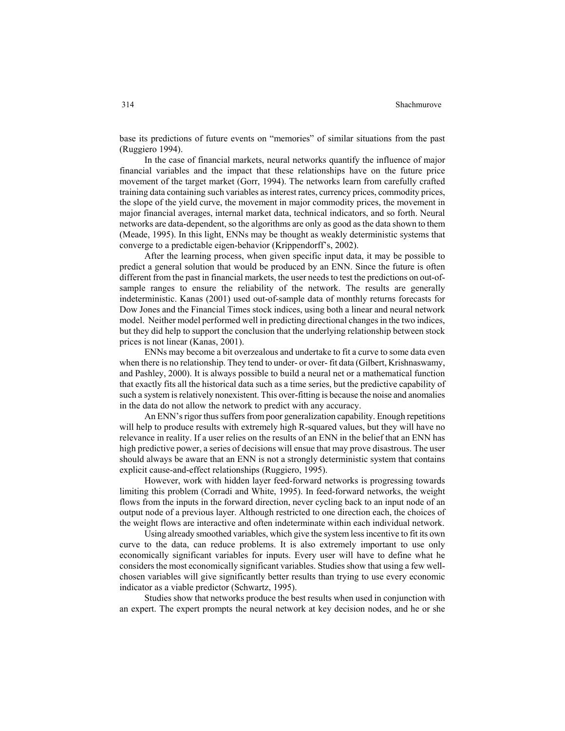base its predictions of future events on "memories" of similar situations from the past (Ruggiero 1994).

In the case of financial markets, neural networks quantify the influence of major financial variables and the impact that these relationships have on the future price movement of the target market (Gorr, 1994). The networks learn from carefully crafted training data containing such variables as interest rates, currency prices, commodity prices, the slope of the yield curve, the movement in major commodity prices, the movement in major financial averages, internal market data, technical indicators, and so forth. Neural networks are data-dependent, so the algorithms are only as good as the data shown to them (Meade, 1995). In this light, ENNs may be thought as weakly deterministic systems that converge to a predictable eigen-behavior (Krippendorff's, 2002).

After the learning process, when given specific input data, it may be possible to predict a general solution that would be produced by an ENN. Since the future is often different from the past in financial markets, the user needs to test the predictions on out-of-sample ranges to ensure the reliability of the network. The results are generally indeterministic. Kanas (2001) used out-of-sample data of monthly returns forecasts for Dow Jones and the Financial Times stock indices, using both a linear and neural network model. Neither model performed well in predicting directional changes in the two indices, but they did help to support the conclusion that the underlying relationship between stock prices is not linear (Kanas, 2001).

ENNs may become a bit overzealous and undertake to fit a curve to some data even when there is no relationship. They tend to under- or over- fit data (Gilbert, Krishnaswamy, and Pashley, 2000). It is always possible to build a neural net or a mathematical function that exactly fits all the historical data such as a time series, but the predictive capability of such a system is relatively nonexistent. This over-fitting is because the noise and anomalies in the data do not allow the network to predict with any accuracy.

An ENN's rigor thus suffers from poor generalization capability. Enough repetitions will help to produce results with extremely high R-squared values, but they will have no relevance in reality. If a user relies on the results of an ENN in the belief that an ENN has high predictive power, a series of decisions will ensue that may prove disastrous. The user should always be aware that an ENN is not a strongly deterministic system that contains explicit cause-and-effect relationships (Ruggiero, 1995).

However, work with hidden layer feed-forward networks is progressing towards limiting this problem (Corradi and White, 1995). In feed-forward networks, the weight flows from the inputs in the forward direction, never cycling back to an input node of an output node of a previous layer. Although restricted to one direction each, the choices of the weight flows are interactive and often indeterminate within each individual network.

Using already smoothed variables, which give the system less incentive to fit its own curve to the data, can reduce problems. It is also extremely important to use only economically significant variables for inputs. Every user will have to define what he considers the most economically significant variables. Studies show that using a few well-chosen variables will give significantly better results than trying to use every economic indicator as a viable predictor (Schwartz, 1995).

Studies show that networks produce the best results when used in conjunction with an expert. The expert prompts the neural network at key decision nodes, and he or she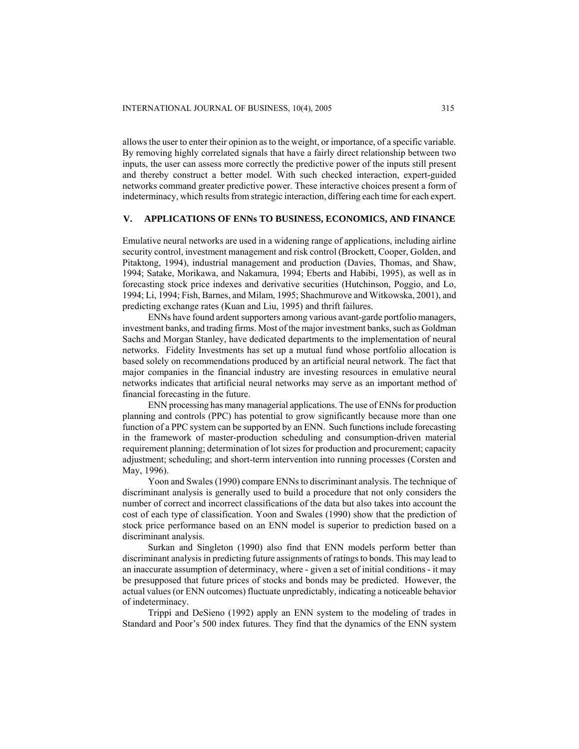allows the user to enter their opinion as to the weight, or importance, of a specific variable. By removing highly correlated signals that have a fairly direct relationship between two inputs, the user can assess more correctly the predictive power of the inputs still present and thereby construct a better model. With such checked interaction, expert-guided networks command greater predictive power. These interactive choices present a form of indeterminacy, which results from strategic interaction, differing each time for each expert.

## V. APPLICATIONS OF ENNs TO BUSINESS, ECONOMICS, AND FINANCE

Emulative neural networks are used in a widening range of applications, including airline security control, investment management and risk control (Brockett, Cooper, Golden, and Pitaktong, 1994), industrial management and production (Davies, Thomas, and Shaw, 1994; Satake, Morikawa, and Nakamura, 1994; Eberts and Habibi, 1995), as well as in forecasting stock price indexes and derivative securities (Hutchinson, Poggio, and Lo, 1994; Li, 1994; Fish, Barnes, and Milam, 1995; Shachmurove and Witkowska, 2001), and predicting exchange rates (Kuan and Liu, 1995) and thrift failures.

ENNs have found ardent supporters among various avant-garde portfolio managers, investment banks, and trading firms. Most of the major investment banks, such as Goldman Sachs and Morgan Stanley, have dedicated departments to the implementation of neural networks. Fidelity Investments has set up a mutual fund whose portfolio allocation is based solely on recommendations produced by an artificial neural network. The fact that major companies in the financial industry are investing resources in emulative neural networks indicates that artificial neural networks may serve as an important method of financial forecasting in the future.

ENN processing has many managerial applications. The use of ENNs for production planning and controls (PPC) has potential to grow significantly because more than one function of a PPC system can be supported by an ENN. Such functions include forecasting in the framework of master-production scheduling and consumption-driven material requirement planning; determination of lot sizes for production and procurement; capacity adjustment; scheduling; and short-term intervention into running processes (Corsten and May, 1996).

Yoon and Swales (1990) compare ENNs to discriminant analysis. The technique of discriminant analysis is generally used to build a procedure that not only considers the number of correct and incorrect classifications of the data but also takes into account the cost of each type of classification. Yoon and Swales (1990) show that the prediction of stock price performance based on an ENN model is superior to prediction based on a discriminant analysis.

Surkan and Singleton (1990) also find that ENN models perform better than discriminant analysis in predicting future assignments of ratings to bonds. This may lead to an inaccurate assumption of determinacy, where - given a set of initial conditions - it may be presupposed that future prices of stocks and bonds may be predicted. However, the actual values (or ENN outcomes) fluctuate unpredictably, indicating a noticeable behavior of indeterminacy.

Trippi and DeSieno (1992) apply an ENN system to the modeling of trades in Standard and Poor's 500 index futures. They find that the dynamics of the ENN system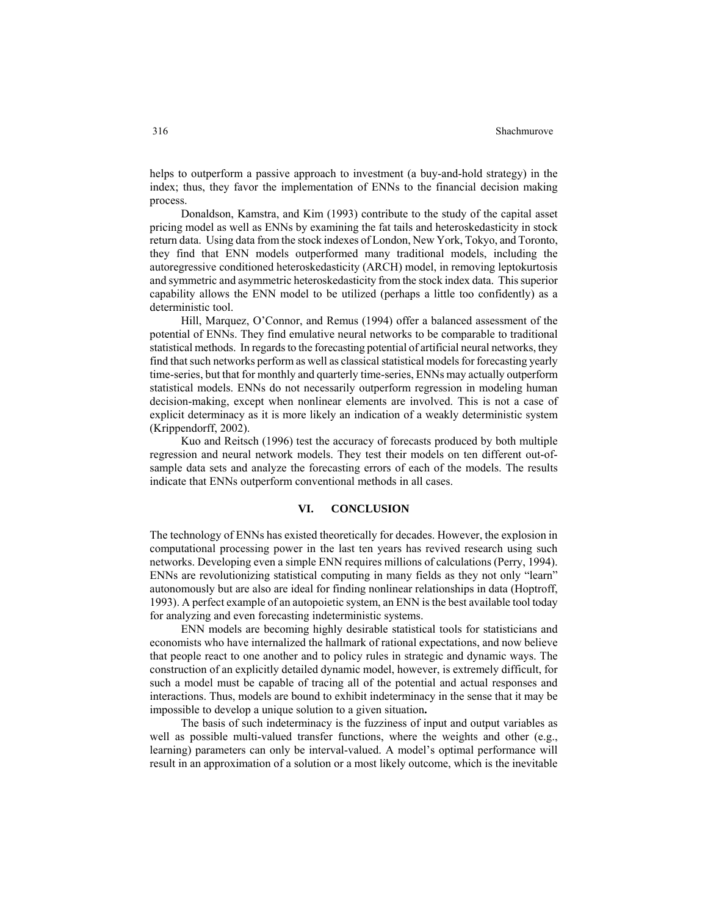helps to outperform a passive approach to investment (a buy-and-hold strategy) in the index; thus, they favor the implementation of ENNs to the financial decision making process.

Donaldson, Kamstra, and Kim (1993) contribute to the study of the capital asset pricing model as well as ENNs by examining the fat tails and heteroskedasticity in stock return data. Using data from the stock indexes of London, New York, Tokyo, and Toronto, they find that ENN models outperformed many traditional models, including the autoregressive conditioned heteroskedasticity (ARCH) model, in removing leptokurtosis and symmetric and asymmetric heteroskedasticity from the stock index data. This superior capability allows the ENN model to be utilized (perhaps a little too confidently) as a deterministic tool.

Hill, Marquez, O'Connor, and Remus (1994) offer a balanced assessment of the potential of ENNs. They find emulative neural networks to be comparable to traditional statistical methods. In regards to the forecasting potential of artificial neural networks, they find that such networks perform as well as classical statistical models for forecasting yearly time-series, but that for monthly and quarterly time-series, ENNs may actually outperform statistical models. ENNs do not necessarily outperform regression in modeling human decision-making, except when nonlinear elements are involved. This is not a case of explicit determinacy as it is more likely an indication of a weakly deterministic system (Krippendorff, 2002).

Kuo and Reitsch (1996) test the accuracy of forecasts produced by both multiple regression and neural network models. They test their models on ten different out-of-sample data sets and analyze the forecasting errors of each of the models. The results indicate that ENNs outperform conventional methods in all cases.

## VI. CONCLUSION

The technology of ENNs has existed theoretically for decades. However, the explosion in computational processing power in the last ten years has revived research using such networks. Developing even a simple ENN requires millions of calculations (Perry, 1994). ENNs are revolutionizing statistical computing in many fields as they not only "learn" autonomously but are also are ideal for finding nonlinear relationships in data (Hoptroff, 1993). A perfect example of an autopoietic system, an ENN is the best available tool today for analyzing and even forecasting indeterministic systems.

ENN models are becoming highly desirable statistical tools for statisticians and economists who have internalized the hallmark of rational expectations, and now believe that people react to one another and to policy rules in strategic and dynamic ways. The construction of an explicitly detailed dynamic model, however, is extremely difficult, for such a model must be capable of tracing all of the potential and actual responses and interactions. Thus, models are bound to exhibit indeterminacy in the sense that it may be impossible to develop a unique solution to a given situation.

The basis of such indeterminacy is the fuzziness of input and output variables as well as possible multi-valued transfer functions, where the weights and other (e.g., learning) parameters can only be interval-valued. A model's optimal performance will result in an approximation of a solution or a most likely outcome, which is the inevitable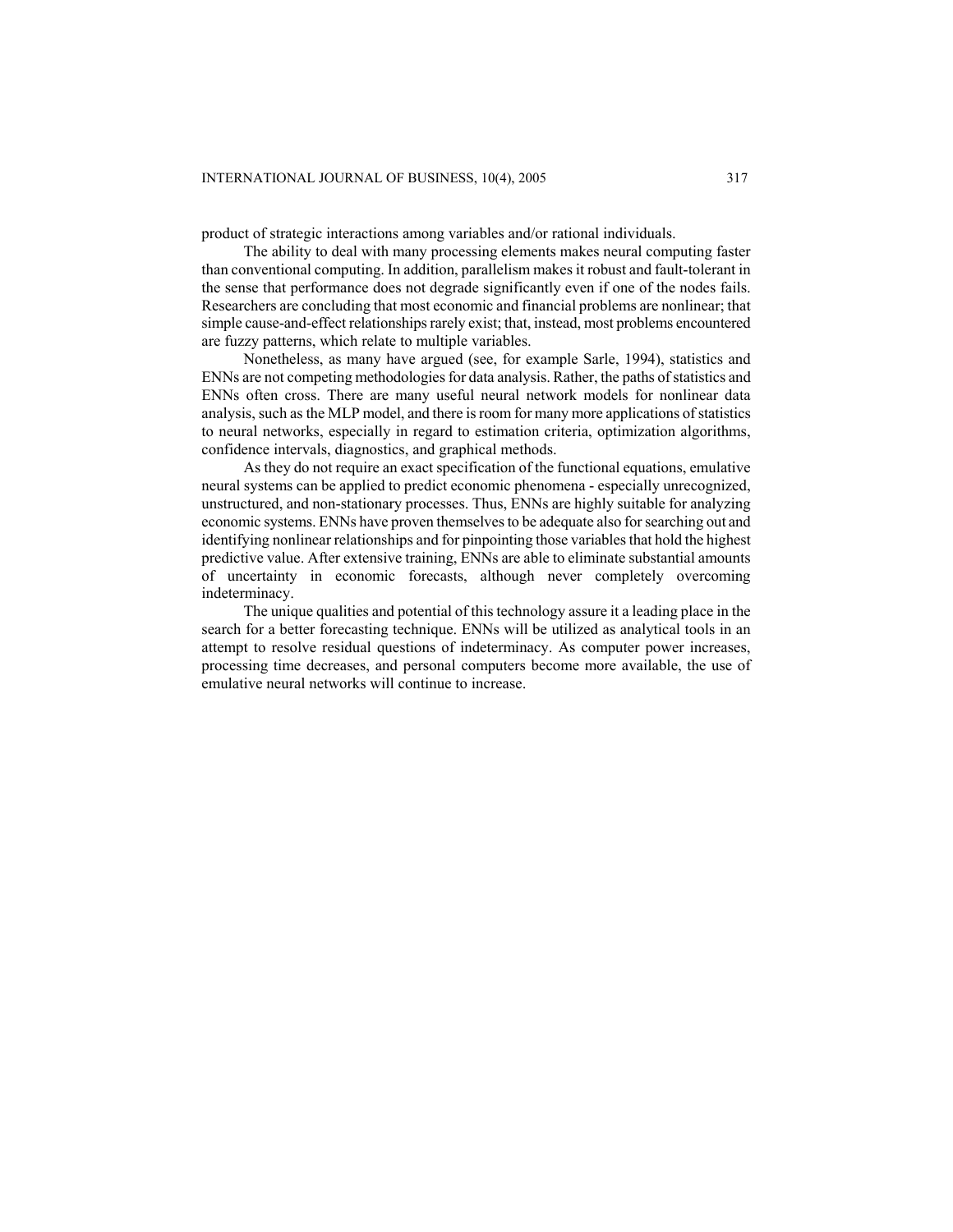product of strategic interactions among variables and/or rational individuals.

The ability to deal with many processing elements makes neural computing faster than conventional computing. In addition, parallelism makes it robust and fault-tolerant in the sense that performance does not degrade significantly even if one of the nodes fails. Researchers are concluding that most economic and financial problems are nonlinear; that simple cause-and-effect relationships rarely exist; that, instead, most problems encountered are fuzzy patterns, which relate to multiple variables.

Nonetheless, as many have argued (see, for example Sarle, 1994), statistics and ENNs are not competing methodologies for data analysis. Rather, the paths of statistics and ENNs often cross. There are many useful neural network models for nonlinear data analysis, such as the MLP model, and there is room for many more applications of statistics to neural networks, especially in regard to estimation criteria, optimization algorithms, confidence intervals, diagnostics, and graphical methods.

As they do not require an exact specification of the functional equations, emulative neural systems can be applied to predict economic phenomena - especially unrecognized, unstructured, and non-stationary processes. Thus, ENNs are highly suitable for analyzing economic systems. ENNs have proven themselves to be adequate also for searching out and identifying nonlinear relationships and for pinpointing those variables that hold the highest predictive value. After extensive training, ENNs are able to eliminate substantial amounts of uncertainty in economic forecasts, although never completely overcoming indeterminacy.

The unique qualities and potential of this technology assure it a leading place in the search for a better forecasting technique. ENNs will be utilized as analytical tools in an attempt to resolve residual questions of indeterminacy. As computer power increases, processing time decreases, and personal computers become more available, the use of emulative neural networks will continue to increase.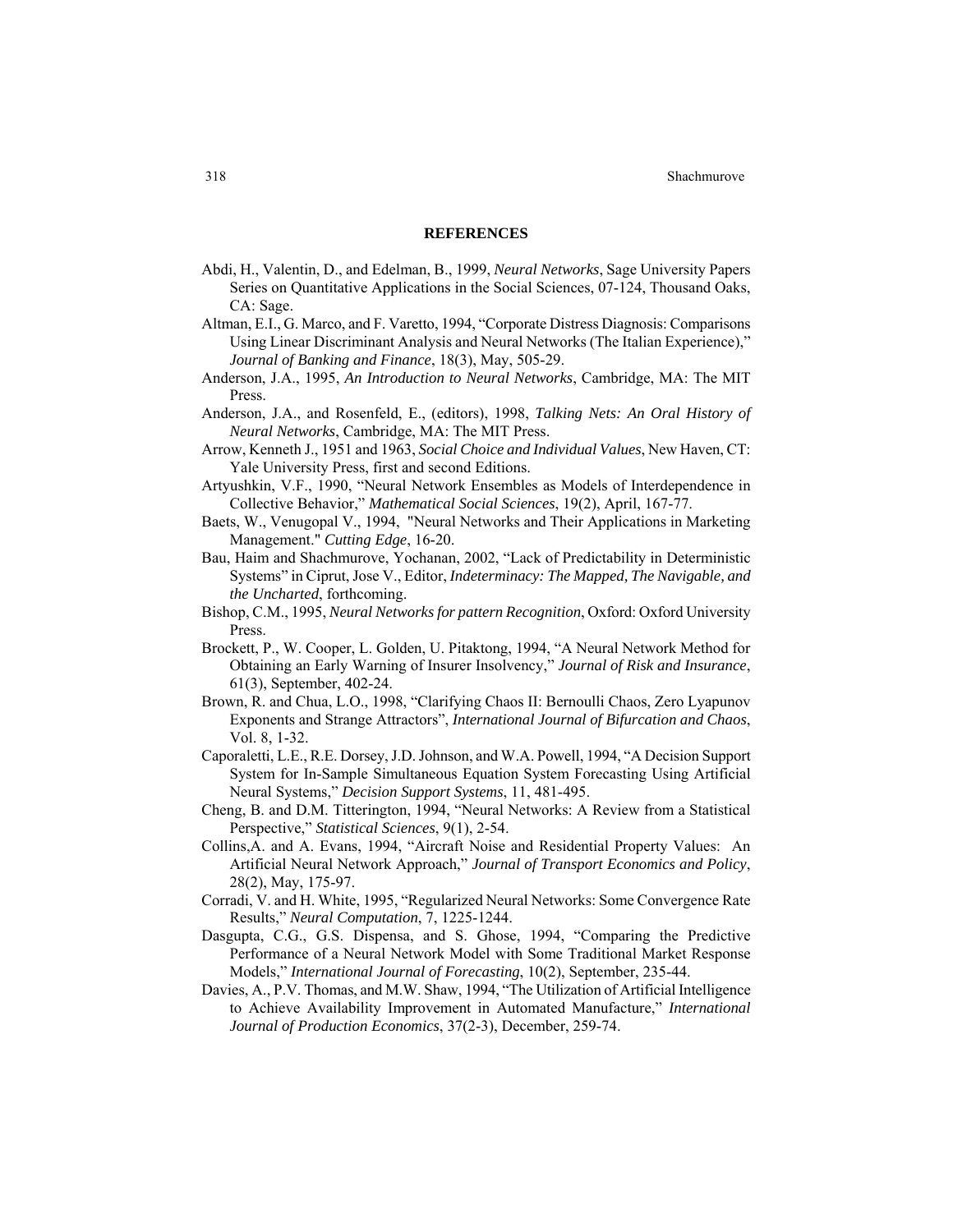## REFERENCES

Abdi, H., Valentin, D., and Edelman, B., 1999, *Neural Networks*, Sage University Papers Series on Quantitative Applications in the Social Sciences, 07-124, Thousand Oaks, CA: Sage.

Altman, E.I., G. Marco, and F. Varetto, 1994, "Corporate Distress Diagnosis: Comparisons Using Linear Discriminant Analysis and Neural Networks (The Italian Experience)," *Journal of Banking and Finance*, 18(3), May, 505-29.

Anderson, J.A., 1995, *An Introduction to Neural Networks*, Cambridge, MA: The MIT Press.

Anderson, J.A., and Rosenfeld, E., (editors), 1998, *Talking Nets: An Oral History of Neural Networks*, Cambridge, MA: The MIT Press.

Arrow, Kenneth J., 1951 and 1963, *Social Choice and Individual Values*, New Haven, CT: Yale University Press, first and second Editions.

Artyushkin, V.F., 1990, "Neural Network Ensembles as Models of Interdependence in Collective Behavior," *Mathematical Social Sciences*, 19(2), April, 167-77.

Baets, W., Venugopal V., 1994, "Neural Networks and Their Applications in Marketing Management." *Cutting Edge*, 16-20.

Bau, Haim and Shachmurove, Yochanan, 2002, "Lack of Predictability in Deterministic Systems" in Ciprut, Jose V., Editor, *Indeterminacy: The Mapped, The Navigable, and the Uncharted*, forthcoming.

Bishop, C.M., 1995, *Neural Networks for pattern Recognition*, Oxford: Oxford University Press.

Brockett, P., W. Cooper, L. Golden, U. Pitaktong, 1994, "A Neural Network Method for Obtaining an Early Warning of Insurer Insolvency," *Journal of Risk and Insurance*, 61(3), September, 402-24.

Brown, R. and Chua, L.O., 1998, "Clarifying Chaos II: Bernoulli Chaos, Zero Lyapunov Exponents and Strange Attractors", *International Journal of Bifurcation and Chaos*, Vol. 8, 1-32.

Caporaletti, L.E., R.E. Dorsey, J.D. Johnson, and W.A. Powell, 1994, "A Decision Support System for In-Sample Simultaneous Equation System Forecasting Using Artificial Neural Systems," *Decision Support Systems*, 11, 481-495.

Cheng, B. and D.M. Titterington, 1994, "Neural Networks: A Review from a Statistical Perspective," *Statistical Sciences*, 9(1), 2-54.

Collins,A. and A. Evans, 1994, "Aircraft Noise and Residential Property Values: An Artificial Neural Network Approach," *Journal of Transport Economics and Policy*, 28(2), May, 175-97.

Corradi, V. and H. White, 1995, "Regularized Neural Networks: Some Convergence Rate Results," *Neural Computation*, 7, 1225-1244.

Dasgupta, C.G., G.S. Dispensa, and S. Ghose, 1994, "Comparing the Predictive Performance of a Neural Network Model with Some Traditional Market Response Models," *International Journal of Forecasting*, 10(2), September, 235-44.

Davies, A., P.V. Thomas, and M.W. Shaw, 1994, "The Utilization of Artificial Intelligence to Achieve Availability Improvement in Automated Manufacture," *International Journal of Production Economics*, 37(2-3), December, 259-74.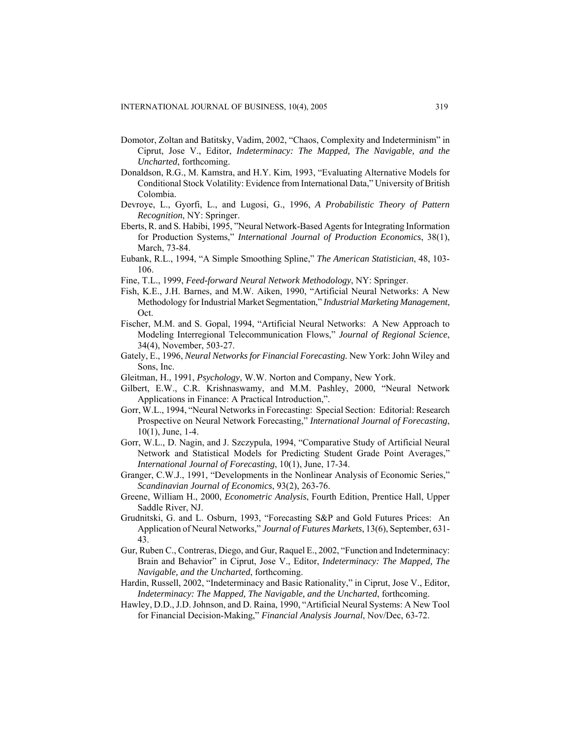Domotor, Zoltan and Batitsky, Vadim, 2002, "Chaos, Complexity and Indeterminism" in Ciprut, Jose V., Editor, *Indeterminacy: The Mapped, The Navigable, and the Uncharted*, forthcoming.

Donaldson, R.G., M. Kamstra, and H.Y. Kim, 1993, "Evaluating Alternative Models for Conditional Stock Volatility: Evidence from International Data," University of British Colombia.

Devroye, L., Gyorfi, L., and Lugosi, G., 1996, *A Probabilistic Theory of Pattern Recognition*, NY: Springer.

Eberts, R. and S. Habibi, 1995, "Neural Network-Based Agents for Integrating Information for Production Systems," *International Journal of Production Economics*, 38(1), March, 73-84.

Eubank, R.L., 1994, "A Simple Smoothing Spline," *The American Statistician*, 48, 103-106.

Fine, T.L., 1999, *Feed-forward Neural Network Methodology*, NY: Springer.

Fish, K.E., J.H. Barnes, and M.W. Aiken, 1990, "Artificial Neural Networks: A New Methodology for Industrial Market Segmentation," *Industrial Marketing Management*, Oct.

Fischer, M.M. and S. Gopal, 1994, "Artificial Neural Networks: A New Approach to Modeling Interregional Telecommunication Flows," *Journal of Regional Science*, 34(4), November, 503-27.

Gately, E., 1996, *Neural Networks for Financial Forecasting.* New York: John Wiley and Sons, Inc.

Gleitman, H., 1991, *Psychology*, W.W. Norton and Company, New York.

Gilbert, E.W., C.R. Krishnaswamy, and M.M. Pashley, 2000, "Neural Network Applications in Finance: A Practical Introduction,".

Gorr, W.L., 1994, "Neural Networks in Forecasting: Special Section: Editorial: Research Prospective on Neural Network Forecasting," *International Journal of Forecasting*, 10(1), June, 1-4.

Gorr, W.L., D. Nagin, and J. Szczypula, 1994, "Comparative Study of Artificial Neural Network and Statistical Models for Predicting Student Grade Point Averages," *International Journal of Forecasting*, 10(1), June, 17-34.

Granger, C.W.J., 1991, "Developments in the Nonlinear Analysis of Economic Series," *Scandinavian Journal of Economics*, 93(2), 263-76.

Greene, William H., 2000, *Econometric Analysis*, Fourth Edition, Prentice Hall, Upper Saddle River, NJ.

Grudnitski, G. and L. Osburn, 1993, "Forecasting S&P and Gold Futures Prices: An Application of Neural Networks," *Journal of Futures Markets*, 13(6), September, 631-43.

Gur, Ruben C., Contreras, Diego, and Gur, Raquel E., 2002, "Function and Indeterminacy: Brain and Behavior" in Ciprut, Jose V., Editor, *Indeterminacy: The Mapped, The Navigable, and the Uncharted*, forthcoming.

Hardin, Russell, 2002, "Indeterminacy and Basic Rationality," in Ciprut, Jose V., Editor, *Indeterminacy: The Mapped, The Navigable, and the Uncharted*, forthcoming.

Hawley, D.D., J.D. Johnson, and D. Raina, 1990, "Artificial Neural Systems: A New Tool for Financial Decision-Making," *Financial Analysis Journal*, Nov/Dec, 63-72.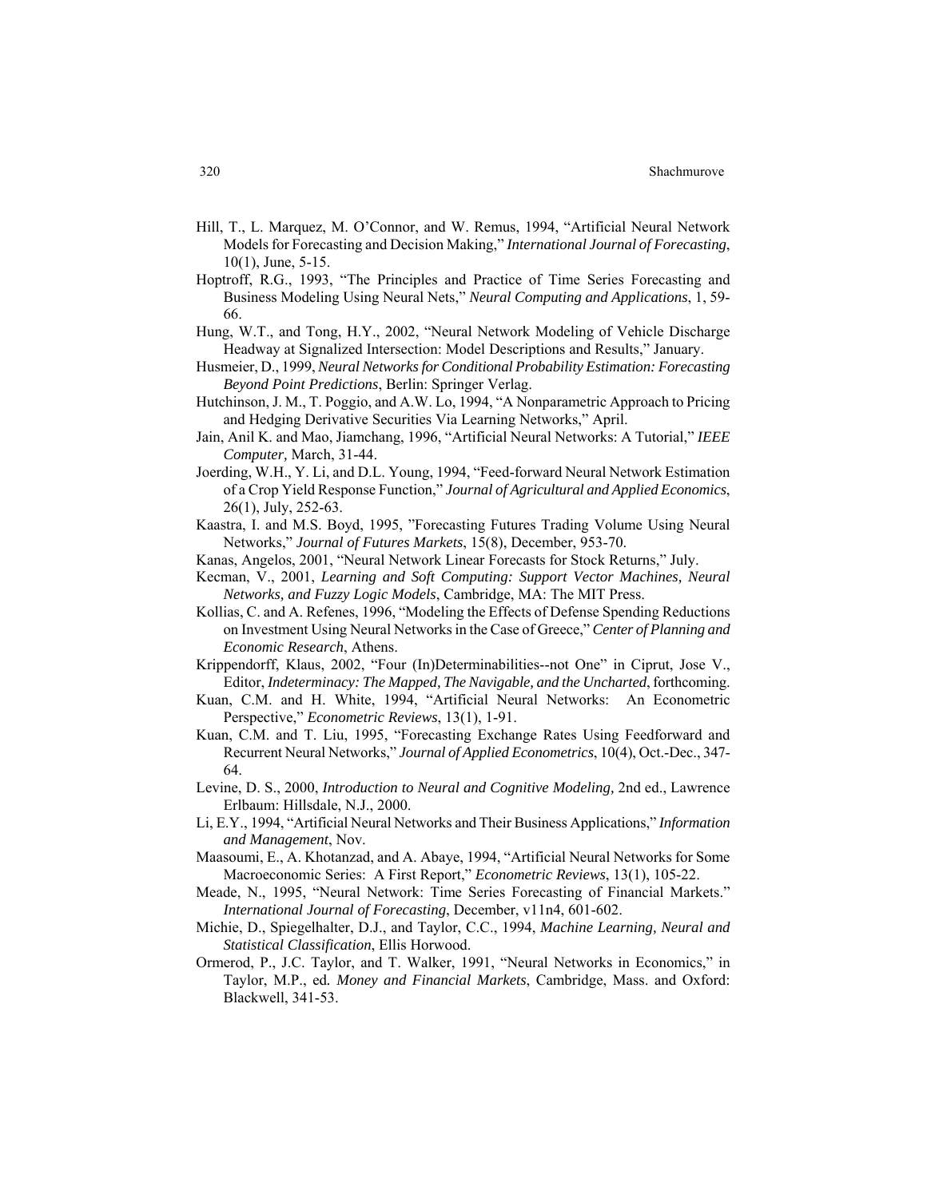Hill, T., L. Marquez, M. O'Connor, and W. Remus, 1994, "Artificial Neural Network Models for Forecasting and Decision Making," *International Journal of Forecasting*, 10(1), June, 5-15.

Hoptroff, R.G., 1993, "The Principles and Practice of Time Series Forecasting and Business Modeling Using Neural Nets," *Neural Computing and Applications*, 1, 59-66.

Hung, W.T., and Tong, H.Y., 2002, "Neural Network Modeling of Vehicle Discharge Headway at Signalized Intersection: Model Descriptions and Results," January.

Husmeier, D., 1999, *Neural Networks for Conditional Probability Estimation: Forecasting Beyond Point Predictions*, Berlin: Springer Verlag.

Hutchinson, J. M., T. Poggio, and A.W. Lo, 1994, "A Nonparametric Approach to Pricing and Hedging Derivative Securities Via Learning Networks," April.

Jain, Anil K. and Mao, Jiamchang, 1996, "Artificial Neural Networks: A Tutorial," *IEEE Computer,* March, 31-44.

Joerding, W.H., Y. Li, and D.L. Young, 1994, "Feed-forward Neural Network Estimation of a Crop Yield Response Function," *Journal of Agricultural and Applied Economics*, 26(1), July, 252-63.

Kaastra, I. and M.S. Boyd, 1995, "Forecasting Futures Trading Volume Using Neural Networks," *Journal of Futures Markets*, 15(8), December, 953-70.

Kanas, Angelos, 2001, "Neural Network Linear Forecasts for Stock Returns," July.

Kecman, V., 2001, *Learning and Soft Computing: Support Vector Machines, Neural Networks, and Fuzzy Logic Models*, Cambridge, MA: The MIT Press.

Kollias, C. and A. Refenes, 1996, "Modeling the Effects of Defense Spending Reductions on Investment Using Neural Networks in the Case of Greece," *Center of Planning and Economic Research*, Athens.

Krippendorff, Klaus, 2002, "Four (In)Determinabilities--not One" in Ciprut, Jose V., Editor, *Indeterminacy: The Mapped, The Navigable, and the Uncharted*, forthcoming.

Kuan, C.M. and H. White, 1994, "Artificial Neural Networks: An Econometric Perspective," *Econometric Reviews*, 13(1), 1-91.

Kuan, C.M. and T. Liu, 1995, "Forecasting Exchange Rates Using Feedforward and Recurrent Neural Networks," *Journal of Applied Econometrics*, 10(4), Oct.-Dec., 347-64.

Levine, D. S., 2000, *Introduction to Neural and Cognitive Modeling,* 2nd ed., Lawrence Erlbaum: Hillsdale, N.J., 2000.

Li, E.Y., 1994, "Artificial Neural Networks and Their Business Applications," *Information and Management*, Nov.

Maasoumi, E., A. Khotanzad, and A. Abaye, 1994, "Artificial Neural Networks for Some Macroeconomic Series: A First Report," *Econometric Reviews*, 13(1), 105-22.

Meade, N., 1995, "Neural Network: Time Series Forecasting of Financial Markets." *International Journal of Forecasting*, December, v11n4, 601-602.

Michie, D., Spiegelhalter, D.J., and Taylor, C.C., 1994, *Machine Learning, Neural and Statistical Classification*, Ellis Horwood.

Ormerod, P., J.C. Taylor, and T. Walker, 1991, "Neural Networks in Economics," in Taylor, M.P., ed. *Money and Financial Markets*, Cambridge, Mass. and Oxford: Blackwell, 341-53.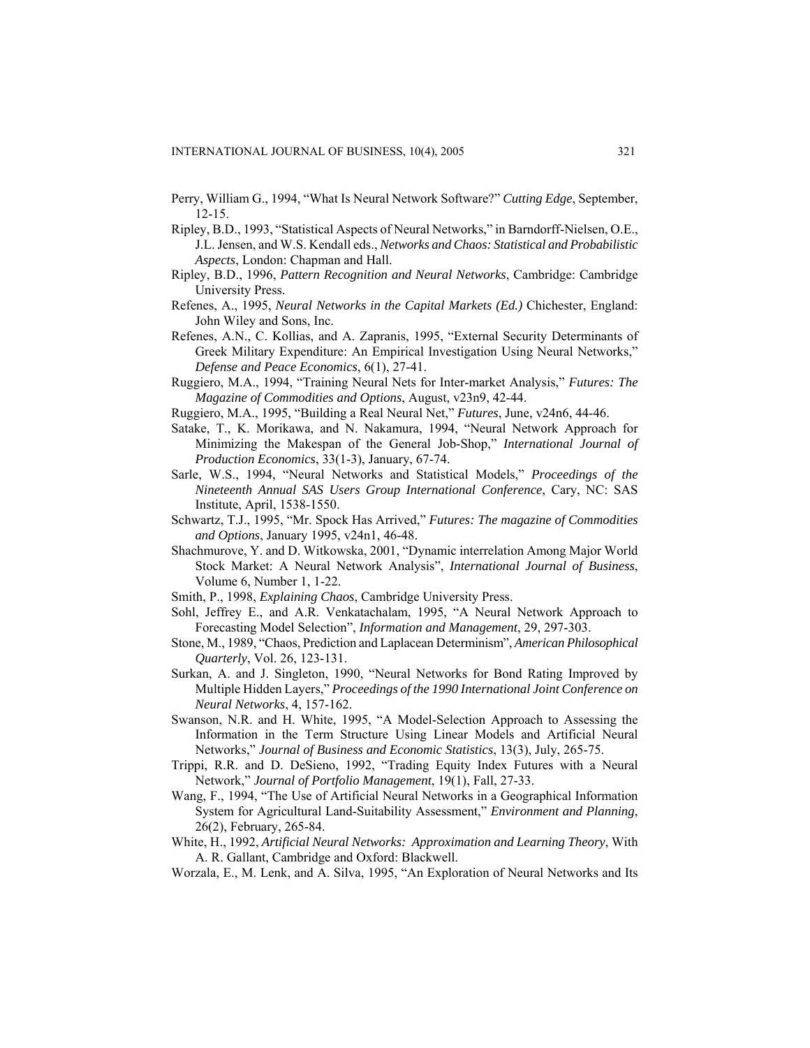Perry, William G., 1994, "What Is Neural Network Software?" *Cutting Edge*, September, 12-15.

Ripley, B.D., 1993, "Statistical Aspects of Neural Networks," in Barndorff-Nielsen, O.E., J.L. Jensen, and W.S. Kendall eds., *Networks and Chaos: Statistical and Probabilistic Aspects*, London: Chapman and Hall.

Ripley, B.D., 1996, *Pattern Recognition and Neural Networks*, Cambridge: Cambridge University Press.

Refenes, A., 1995, *Neural Networks in the Capital Markets (Ed.)* Chichester, England: John Wiley and Sons, Inc.

Refenes, A.N., C. Kollias, and A. Zapranis, 1995, "External Security Determinants of Greek Military Expenditure: An Empirical Investigation Using Neural Networks," *Defense and Peace Economics*, 6(1), 27-41.

Ruggiero, M.A., 1994, "Training Neural Nets for Inter-market Analysis," *Futures: The Magazine of Commodities and Options*, August, v23n9, 42-44.

Ruggiero, M.A., 1995, "Building a Real Neural Net," *Futures*, June, v24n6, 44-46.

Satake, T., K. Morikawa, and N. Nakamura, 1994, "Neural Network Approach for Minimizing the Makespan of the General Job-Shop," *International Journal of Production Economics*, 33(1-3), January, 67-74.

Sarle, W.S., 1994, "Neural Networks and Statistical Models," *Proceedings of the Nineteenth Annual SAS Users Group International Conference*, Cary, NC: SAS Institute, April, 1538-1550.

Schwartz, T.J., 1995, "Mr. Spock Has Arrived," *Futures: The magazine of Commodities and Options*, January 1995, v24n1, 46-48.

Shachmurove, Y. and D. Witkowska, 2001, "Dynamic interrelation Among Major World Stock Market: A Neural Network Analysis", *International Journal of Business*, Volume 6, Number 1, 1-22.

Smith, P., 1998, *Explaining Chaos*, Cambridge University Press.

Sohl, Jeffrey E., and A.R. Venkatachalam, 1995, "A Neural Network Approach to Forecasting Model Selection", *Information and Management*, 29, 297-303.

Stone, M., 1989, "Chaos, Prediction and Laplacean Determinism", *American Philosophical Quarterly*, Vol. 26, 123-131.

Surkan, A. and J. Singleton, 1990, "Neural Networks for Bond Rating Improved by Multiple Hidden Layers," *Proceedings of the 1990 International Joint Conference on Neural Networks*, 4, 157-162.

Swanson, N.R. and H. White, 1995, "A Model-Selection Approach to Assessing the Information in the Term Structure Using Linear Models and Artificial Neural Networks," *Journal of Business and Economic Statistics*, 13(3), July, 265-75.

Trippi, R.R. and D. DeSieno, 1992, "Trading Equity Index Futures with a Neural Network," *Journal of Portfolio Management*, 19(1), Fall, 27-33.

Wang, F., 1994, "The Use of Artificial Neural Networks in a Geographical Information System for Agricultural Land-Suitability Assessment," *Environment and Planning*, 26(2), February, 265-84.

White, H., 1992, *Artificial Neural Networks: Approximation and Learning Theory*, With A. R. Gallant, Cambridge and Oxford: Blackwell.

Worzala, E., M. Lenk, and A. Silva, 1995, "An Exploration of Neural Networks and Its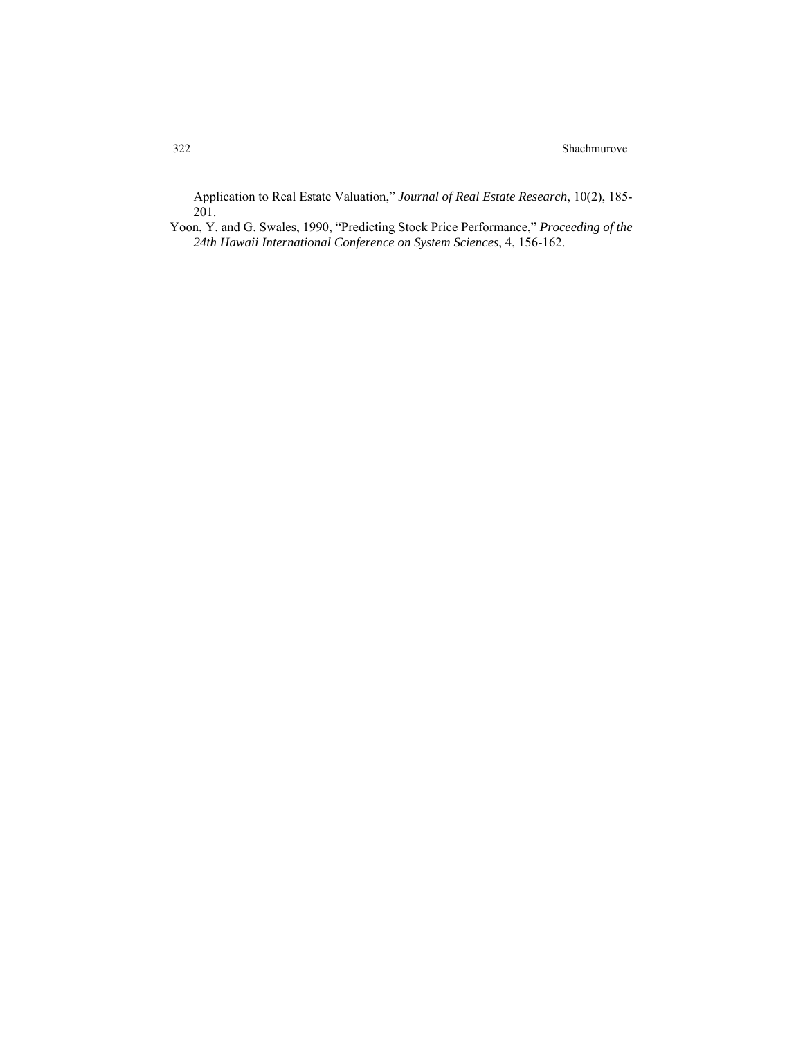Application to Real Estate Valuation," *Journal of Real Estate Research*, 10(2), 185-201.

Yoon, Y. and G. Swales, 1990, "Predicting Stock Price Performance," *Proceeding of the 24th Hawaii International Conference on System Sciences*, 4, 156-162.